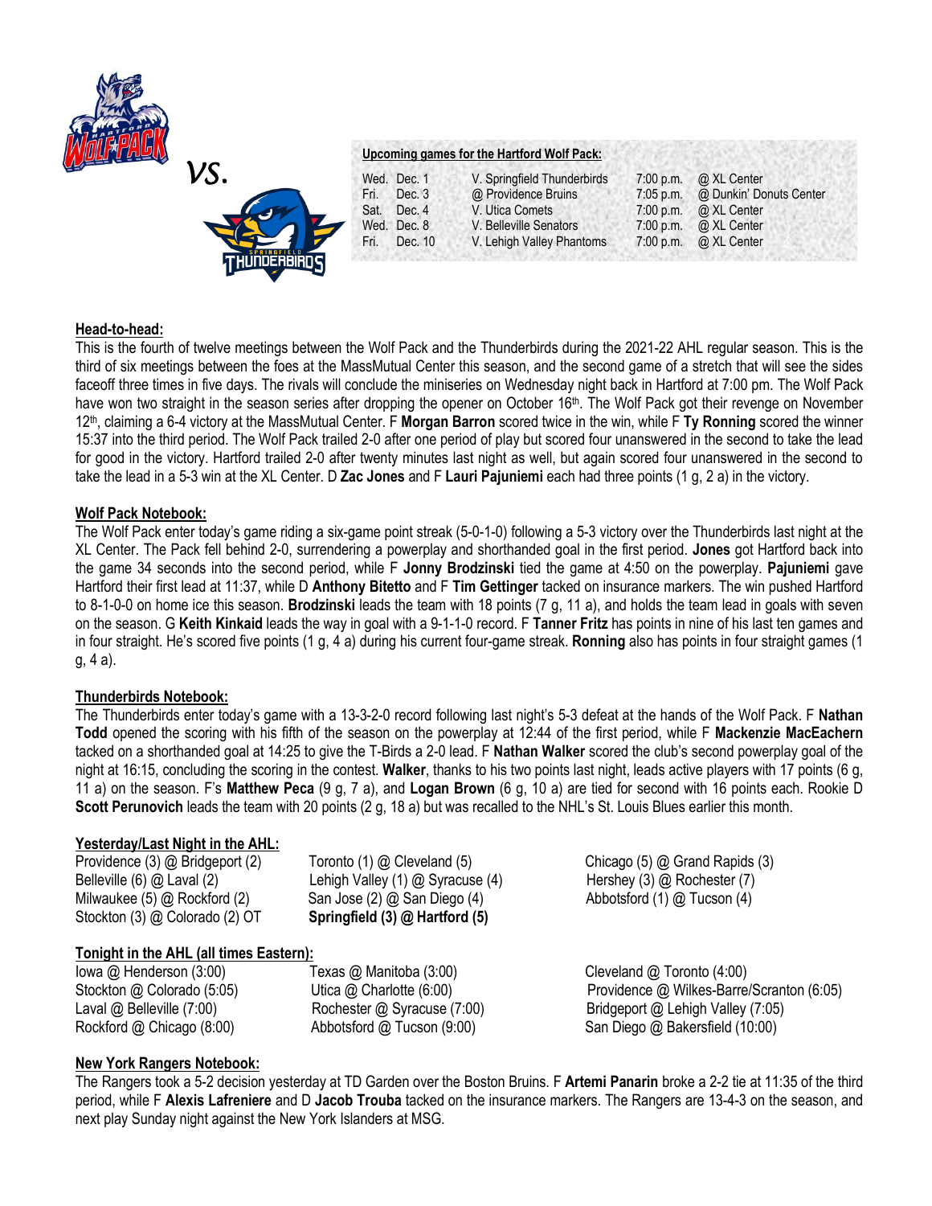vs.

**Upcoming games for the Hartford Wolf Pack:**

| | | | | |
|---|---|---|---|---|
| Wed. | Dec. 1 | V. Springfield Thunderbirds | 7:00 p.m. | @ XL Center |
| Fri. | Dec. 3 | @ Providence Bruins | 7:05 p.m. | @ Dunkin' Donuts Center |
| Sat. | Dec. 4 | V. Utica Comets | 7:00 p.m. | @ XL Center |
| Wed. | Dec. 8 | V. Belleville Senators | 7:00 p.m. | @ XL Center |
| Fri. | Dec. 10 | V. Lehigh Valley Phantoms | 7:00 p.m. | @ XL Center |

## Head-to-head:

This is the fourth of twelve meetings between the Wolf Pack and the Thunderbirds during the 2021-22 AHL regular season. This is the third of six meetings between the foes at the MassMutual Center this season, and the second game of a stretch that will see the sides faceoff three times in five days. The rivals will conclude the miniseries on Wednesday night back in Hartford at 7:00 pm. The Wolf Pack have won two straight in the season series after dropping the opener on October 16th. The Wolf Pack got their revenge on November 12th, claiming a 6-4 victory at the MassMutual Center. F **Morgan Barron** scored twice in the win, while F **Ty Ronning** scored the winner 15:37 into the third period. The Wolf Pack trailed 2-0 after one period of play but scored four unanswered in the second to take the lead for good in the victory. Hartford trailed 2-0 after twenty minutes last night as well, but again scored four unanswered in the second to take the lead in a 5-3 win at the XL Center. D **Zac Jones** and F **Lauri Pajuniemi** each had three points (1 g, 2 a) in the victory.

## Wolf Pack Notebook:

The Wolf Pack enter today's game riding a six-game point streak (5-0-1-0) following a 5-3 victory over the Thunderbirds last night at the XL Center. The Pack fell behind 2-0, surrendering a powerplay and shorthanded goal in the first period. **Jones** got Hartford back into the game 34 seconds into the second period, while F **Jonny Brodzinski** tied the game at 4:50 on the powerplay. **Pajuniemi** gave Hartford their first lead at 11:37, while D **Anthony Bitetto** and F **Tim Gettinger** tacked on insurance markers. The win pushed Hartford to 8-1-0-0 on home ice this season. **Brodzinski** leads the team with 18 points (7 g, 11 a), and holds the team lead in goals with seven on the season. G **Keith Kinkaid** leads the way in goal with a 9-1-1-0 record. F **Tanner Fritz** has points in nine of his last ten games and in four straight. He's scored five points (1 g, 4 a) during his current four-game streak. **Ronning** also has points in four straight games (1 g, 4 a).

## Thunderbirds Notebook:

The Thunderbirds enter today's game with a 13-3-2-0 record following last night's 5-3 defeat at the hands of the Wolf Pack. F **Nathan Todd** opened the scoring with his fifth of the season on the powerplay at 12:44 of the first period, while F **Mackenzie MacEachern** tacked on a shorthanded goal at 14:25 to give the T-Birds a 2-0 lead. F **Nathan Walker** scored the club's second powerplay goal of the night at 16:15, concluding the scoring in the contest. **Walker**, thanks to his two points last night, leads active players with 17 points (6 g, 11 a) on the season. F's **Matthew Peca** (9 g, 7 a), and **Logan Brown** (6 g, 10 a) are tied for second with 16 points each. Rookie D **Scott Perunovich** leads the team with 20 points (2 g, 18 a) but was recalled to the NHL's St. Louis Blues earlier this month.

## Yesterday/Last Night in the AHL:

| | | |
|---|---|---|
| Providence (3) @ Bridgeport (2) | Toronto (1) @ Cleveland (5) | Chicago (5) @ Grand Rapids (3) |
| Belleville (6) @ Laval (2) | Lehigh Valley (1) @ Syracuse (4) | Hershey (3) @ Rochester (7) |
| Milwaukee (5) @ Rockford (2) | San Jose (2) @ San Diego (4) | Abbotsford (1) @ Tucson (4) |
| Stockton (3) @ Colorado (2) OT | **Springfield (3) @ Hartford (5)** | |

## Tonight in the AHL (all times Eastern):

| | | |
|---|---|---|
| Iowa @ Henderson (3:00) | Texas @ Manitoba (3:00) | Cleveland @ Toronto (4:00) |
| Stockton @ Colorado (5:05) | Utica @ Charlotte (6:00) | Providence @ Wilkes-Barre/Scranton (6:05) |
| Laval @ Belleville (7:00) | Rochester @ Syracuse (7:00) | Bridgeport @ Lehigh Valley (7:05) |
| Rockford @ Chicago (8:00) | Abbotsford @ Tucson (9:00) | San Diego @ Bakersfield (10:00) |

## New York Rangers Notebook:

The Rangers took a 5-2 decision yesterday at TD Garden over the Boston Bruins. F **Artemi Panarin** broke a 2-2 tie at 11:35 of the third period, while F **Alexis Lafreniere** and D **Jacob Trouba** tacked on the insurance markers. The Rangers are 13-4-3 on the season, and next play Sunday night against the New York Islanders at MSG.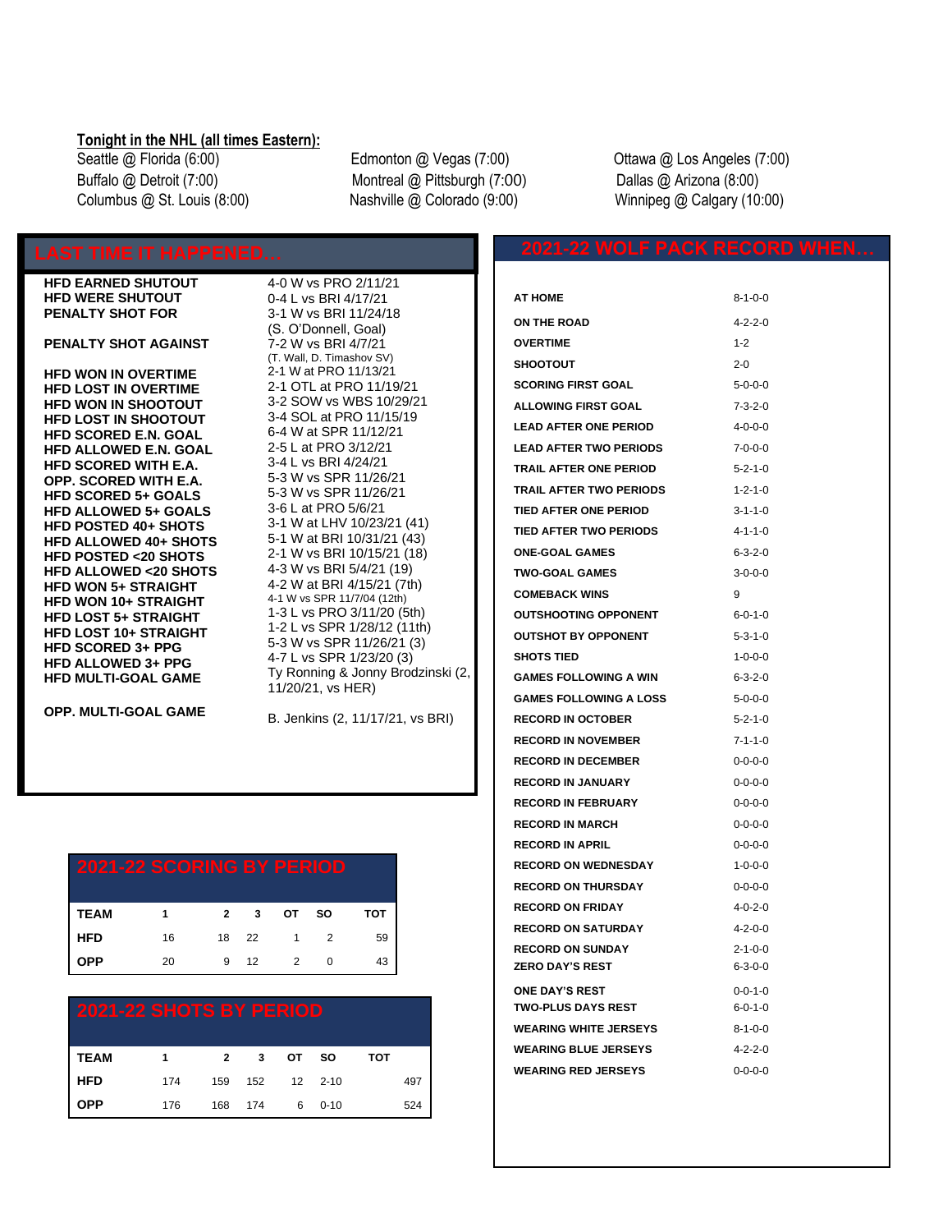**Tonight in the NHL (all times Eastern):**

Seattle @ Florida (6:00)
Buffalo @ Detroit (7:00)
Columbus @ St. Louis (8:00)
Edmonton @ Vegas (7:00)
Montreal @ Pittsburgh (7:00)
Nashville @ Colorado (9:00)
Ottawa @ Los Angeles (7:00)
Dallas @ Arizona (8:00)
Winnipeg @ Calgary (10:00)

## LAST TIME IT HAPPENED…

| | |
|---|---|
| **HFD EARNED SHUTOUT** | 4-0 W vs PRO 2/11/21 |
| **HFD WERE SHUTOUT** | 0-4 L vs BRI 4/17/21 |
| **PENALTY SHOT FOR** | 3-1 W vs BRI 11/24/18 (S. O'Donnell, Goal) |
| **PENALTY SHOT AGAINST** | 7-2 W vs BRI 4/7/21 (T. Wall, D. Timashov SV) |
| **HFD WON IN OVERTIME** | 2-1 W at PRO 11/13/21 |
| **HFD LOST IN OVERTIME** | 2-1 OTL at PRO 11/19/21 |
| **HFD WON IN SHOOTOUT** | 3-2 SOW vs WBS 10/29/21 |
| **HFD LOST IN SHOOTOUT** | 3-4 SOL at PRO 11/15/19 |
| **HFD SCORED E.N. GOAL** | 6-4 W at SPR 11/12/21 |
| **HFD ALLOWED E.N. GOAL** | 2-5 L at PRO 3/12/21 |
| **HFD SCORED WITH E.A.** | 3-4 L vs BRI 4/24/21 |
| **OPP. SCORED WITH E.A.** | 5-3 W vs SPR 11/26/21 |
| **HFD SCORED 5+ GOALS** | 5-3 W vs SPR 11/26/21 |
| **HFD ALLOWED 5+ GOALS** | 3-6 L at PRO 5/6/21 |
| **HFD POSTED 40+ SHOTS** | 3-1 W at LHV 10/23/21 (41) |
| **HFD ALLOWED 40+ SHOTS** | 5-1 W at BRI 10/31/21 (43) |
| **HFD POSTED <20 SHOTS** | 2-1 W vs BRI 10/15/21 (18) |
| **HFD ALLOWED <20 SHOTS** | 4-3 W vs BRI 5/4/21 (19) |
| **HFD WON 5+ STRAIGHT** | 4-2 W at BRI 4/15/21 (7th) |
| **HFD WON 10+ STRAIGHT** | 4-1 W vs SPR 11/7/04 (12th) |
| **HFD LOST 5+ STRAIGHT** | 1-3 L vs PRO 3/11/20 (5th) |
| **HFD LOST 10+ STRAIGHT** | 1-2 L vs SPR 1/28/12 (11th) |
| **HFD SCORED 3+ PPG** | 5-3 W vs SPR 11/26/21 (3) |
| **HFD ALLOWED 3+ PPG** | 4-7 L vs SPR 1/23/20 (3) |
| **HFD MULTI-GOAL GAME** | Ty Ronning & Jonny Brodzinski (2, 11/20/21, vs HER) |
| **OPP. MULTI-GOAL GAME** | B. Jenkins (2, 11/17/21, vs BRI) |

## 2021-22 WOLF PACK RECORD WHEN…

| | |
|---|---|
| **AT HOME** | 8-1-0-0 |
| **ON THE ROAD** | 4-2-2-0 |
| **OVERTIME** | 1-2 |
| **SHOOTOUT** | 2-0 |
| **SCORING FIRST GOAL** | 5-0-0-0 |
| **ALLOWING FIRST GOAL** | 7-3-2-0 |
| **LEAD AFTER ONE PERIOD** | 4-0-0-0 |
| **LEAD AFTER TWO PERIODS** | 7-0-0-0 |
| **TRAIL AFTER ONE PERIOD** | 5-2-1-0 |
| **TRAIL AFTER TWO PERIODS** | 1-2-1-0 |
| **TIED AFTER ONE PERIOD** | 3-1-1-0 |
| **TIED AFTER TWO PERIODS** | 4-1-1-0 |
| **ONE-GOAL GAMES** | 6-3-2-0 |
| **TWO-GOAL GAMES** | 3-0-0-0 |
| **COMEBACK WINS** | 9 |
| **OUTSHOOTING OPPONENT** | 6-0-1-0 |
| **OUTSHOT BY OPPONENT** | 5-3-1-0 |
| **SHOTS TIED** | 1-0-0-0 |
| **GAMES FOLLOWING A WIN** | 6-3-2-0 |
| **GAMES FOLLOWING A LOSS** | 5-0-0-0 |
| **RECORD IN OCTOBER** | 5-2-1-0 |
| **RECORD IN NOVEMBER** | 7-1-1-0 |
| **RECORD IN DECEMBER** | 0-0-0-0 |
| **RECORD IN JANUARY** | 0-0-0-0 |
| **RECORD IN FEBRUARY** | 0-0-0-0 |
| **RECORD IN MARCH** | 0-0-0-0 |
| **RECORD IN APRIL** | 0-0-0-0 |
| **RECORD ON WEDNESDAY** | 1-0-0-0 |
| **RECORD ON THURSDAY** | 0-0-0-0 |
| **RECORD ON FRIDAY** | 4-0-2-0 |
| **RECORD ON SATURDAY** | 4-2-0-0 |
| **RECORD ON SUNDAY** | 2-1-0-0 |
| **ZERO DAY'S REST** | 6-3-0-0 |
| **ONE DAY'S REST** | 0-0-1-0 |
| **TWO-PLUS DAYS REST** | 6-0-1-0 |
| **WEARING WHITE JERSEYS** | 8-1-0-0 |
| **WEARING BLUE JERSEYS** | 4-2-2-0 |
| **WEARING RED JERSEYS** | 0-0-0-0 |

## 2021-22 SCORING BY PERIOD

| TEAM | 1 | 2 | 3 | OT | SO | TOT |
|---|---|---|---|---|---|---|
| HFD | 16 | 18 | 22 | 1 | 2 | 59 |
| OPP | 20 | 9 | 12 | 2 | 0 | 43 |

## 2021-22 SHOTS BY PERIOD

| TEAM | 1 | 2 | 3 | OT | SO | TOT |
|---|---|---|---|---|---|---|
| HFD | 174 | 159 | 152 | 12 | 2-10 | 497 |
| OPP | 176 | 168 | 174 | 6 | 0-10 | 524 |